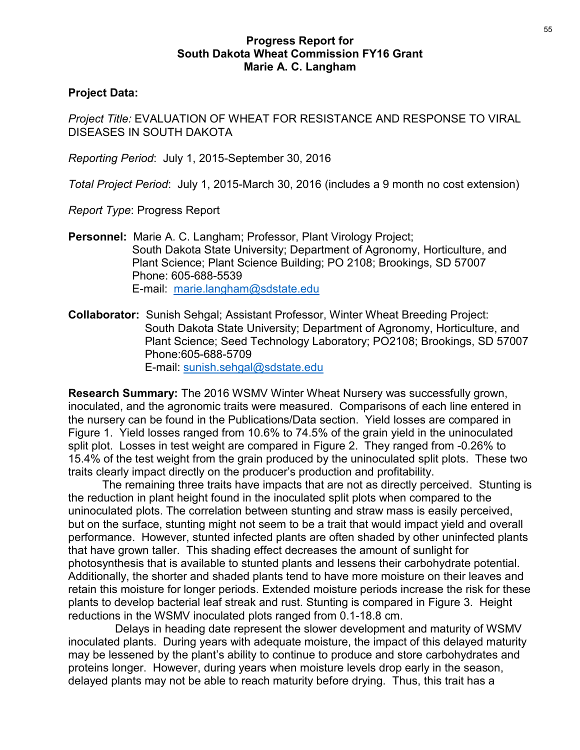## Progress Report for South Dakota Wheat Commission FY16 Grant Marie A. C. Langham

**Project Data:**

*Project Title:* EVALUATION OF WHEAT FOR RESISTANCE AND RESPONSE TO VIRAL DISEASES IN SOUTH DAKOTA

*Reporting Period*: July 1, 2015-September 30, 2016

*Total Project Period*: July 1, 2015-March 30, 2016 (includes a 9 month no cost extension)

*Report Type*: Progress Report

**Personnel:** Marie A. C. Langham; Professor, Plant Virology Project; South Dakota State University; Department of Agronomy, Horticulture, and Plant Science; Plant Science Building; PO 2108; Brookings, SD 57007
Phone: 605-688-5539
E-mail: marie.langham@sdstate.edu

**Collaborator:** Sunish Sehgal; Assistant Professor, Winter Wheat Breeding Project: South Dakota State University; Department of Agronomy, Horticulture, and Plant Science; Seed Technology Laboratory; PO2108; Brookings, SD 57007
Phone:605-688-5709
E-mail: sunish.sehgal@sdstate.edu

**Research Summary:** The 2016 WSMV Winter Wheat Nursery was successfully grown, inoculated, and the agronomic traits were measured. Comparisons of each line entered in the nursery can be found in the Publications/Data section. Yield losses are compared in Figure 1. Yield losses ranged from 10.6% to 74.5% of the grain yield in the uninoculated split plot. Losses in test weight are compared in Figure 2. They ranged from -0.26% to 15.4% of the test weight from the grain produced by the uninoculated split plots. These two traits clearly impact directly on the producer's production and profitability.

The remaining three traits have impacts that are not as directly perceived. Stunting is the reduction in plant height found in the inoculated split plots when compared to the uninoculated plots. The correlation between stunting and straw mass is easily perceived, but on the surface, stunting might not seem to be a trait that would impact yield and overall performance. However, stunted infected plants are often shaded by other uninfected plants that have grown taller. This shading effect decreases the amount of sunlight for photosynthesis that is available to stunted plants and lessens their carbohydrate potential. Additionally, the shorter and shaded plants tend to have more moisture on their leaves and retain this moisture for longer periods. Extended moisture periods increase the risk for these plants to develop bacterial leaf streak and rust. Stunting is compared in Figure 3. Height reductions in the WSMV inoculated plots ranged from 0.1-18.8 cm.

Delays in heading date represent the slower development and maturity of WSMV inoculated plants. During years with adequate moisture, the impact of this delayed maturity may be lessened by the plant's ability to continue to produce and store carbohydrates and proteins longer. However, during years when moisture levels drop early in the season, delayed plants may not be able to reach maturity before drying. Thus, this trait has a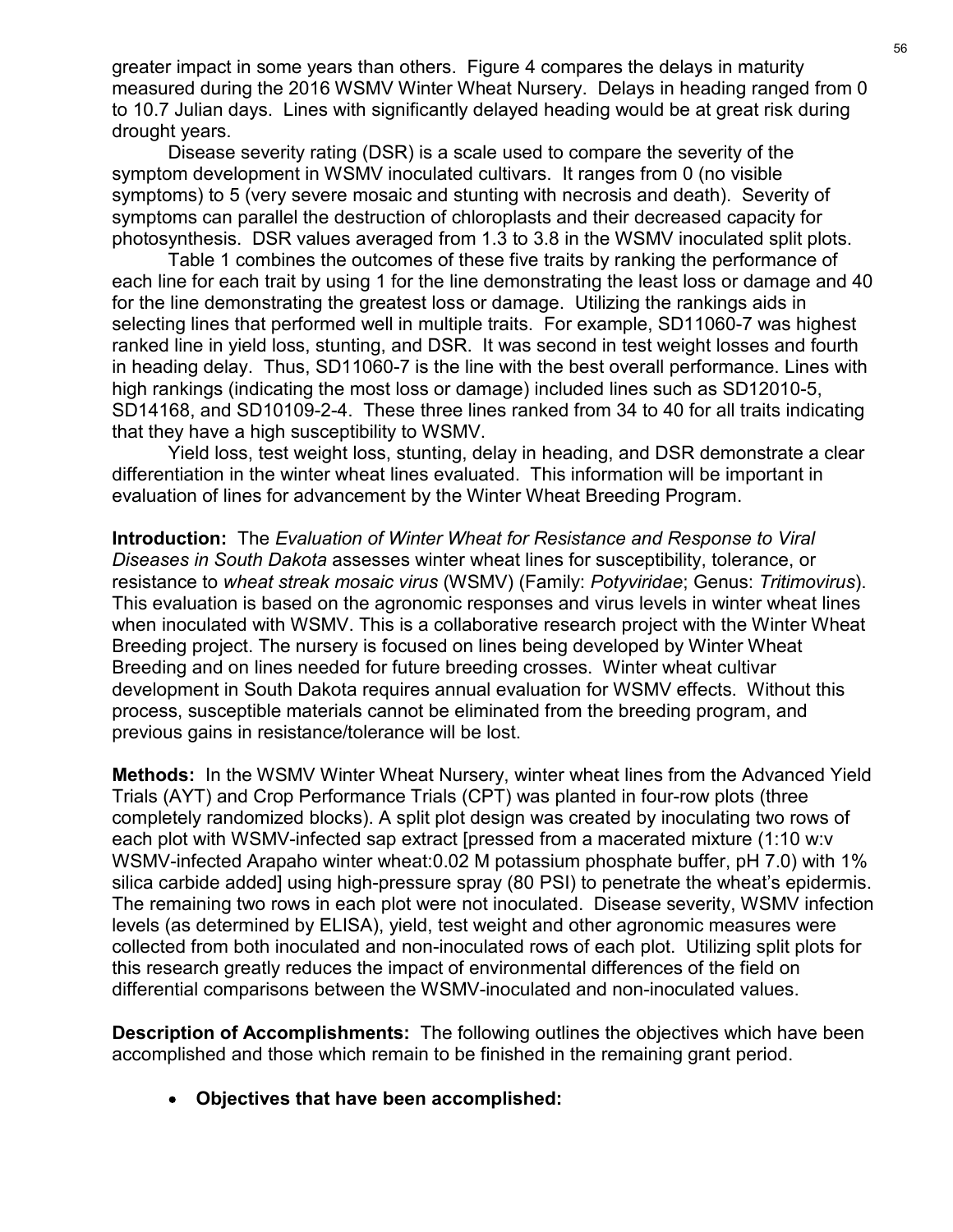greater impact in some years than others. Figure 4 compares the delays in maturity measured during the 2016 WSMV Winter Wheat Nursery. Delays in heading ranged from 0 to 10.7 Julian days. Lines with significantly delayed heading would be at great risk during drought years.

Disease severity rating (DSR) is a scale used to compare the severity of the symptom development in WSMV inoculated cultivars. It ranges from 0 (no visible symptoms) to 5 (very severe mosaic and stunting with necrosis and death). Severity of symptoms can parallel the destruction of chloroplasts and their decreased capacity for photosynthesis. DSR values averaged from 1.3 to 3.8 in the WSMV inoculated split plots.

Table 1 combines the outcomes of these five traits by ranking the performance of each line for each trait by using 1 for the line demonstrating the least loss or damage and 40 for the line demonstrating the greatest loss or damage. Utilizing the rankings aids in selecting lines that performed well in multiple traits. For example, SD11060-7 was highest ranked line in yield loss, stunting, and DSR. It was second in test weight losses and fourth in heading delay. Thus, SD11060-7 is the line with the best overall performance. Lines with high rankings (indicating the most loss or damage) included lines such as SD12010-5, SD14168, and SD10109-2-4. These three lines ranked from 34 to 40 for all traits indicating that they have a high susceptibility to WSMV.

Yield loss, test weight loss, stunting, delay in heading, and DSR demonstrate a clear differentiation in the winter wheat lines evaluated. This information will be important in evaluation of lines for advancement by the Winter Wheat Breeding Program.

**Introduction:** The *Evaluation of Winter Wheat for Resistance and Response to Viral Diseases in South Dakota* assesses winter wheat lines for susceptibility, tolerance, or resistance to *wheat streak mosaic virus* (WSMV) (Family: *Potyviridae*; Genus: *Tritimovirus*). This evaluation is based on the agronomic responses and virus levels in winter wheat lines when inoculated with WSMV. This is a collaborative research project with the Winter Wheat Breeding project. The nursery is focused on lines being developed by Winter Wheat Breeding and on lines needed for future breeding crosses. Winter wheat cultivar development in South Dakota requires annual evaluation for WSMV effects. Without this process, susceptible materials cannot be eliminated from the breeding program, and previous gains in resistance/tolerance will be lost.

**Methods:** In the WSMV Winter Wheat Nursery, winter wheat lines from the Advanced Yield Trials (AYT) and Crop Performance Trials (CPT) was planted in four-row plots (three completely randomized blocks). A split plot design was created by inoculating two rows of each plot with WSMV-infected sap extract [pressed from a macerated mixture (1:10 w:v WSMV-infected Arapaho winter wheat:0.02 M potassium phosphate buffer, pH 7.0) with 1% silica carbide added] using high-pressure spray (80 PSI) to penetrate the wheat's epidermis. The remaining two rows in each plot were not inoculated. Disease severity, WSMV infection levels (as determined by ELISA), yield, test weight and other agronomic measures were collected from both inoculated and non-inoculated rows of each plot. Utilizing split plots for this research greatly reduces the impact of environmental differences of the field on differential comparisons between the WSMV-inoculated and non-inoculated values.

**Description of Accomplishments:** The following outlines the objectives which have been accomplished and those which remain to be finished in the remaining grant period.

- **Objectives that have been accomplished:**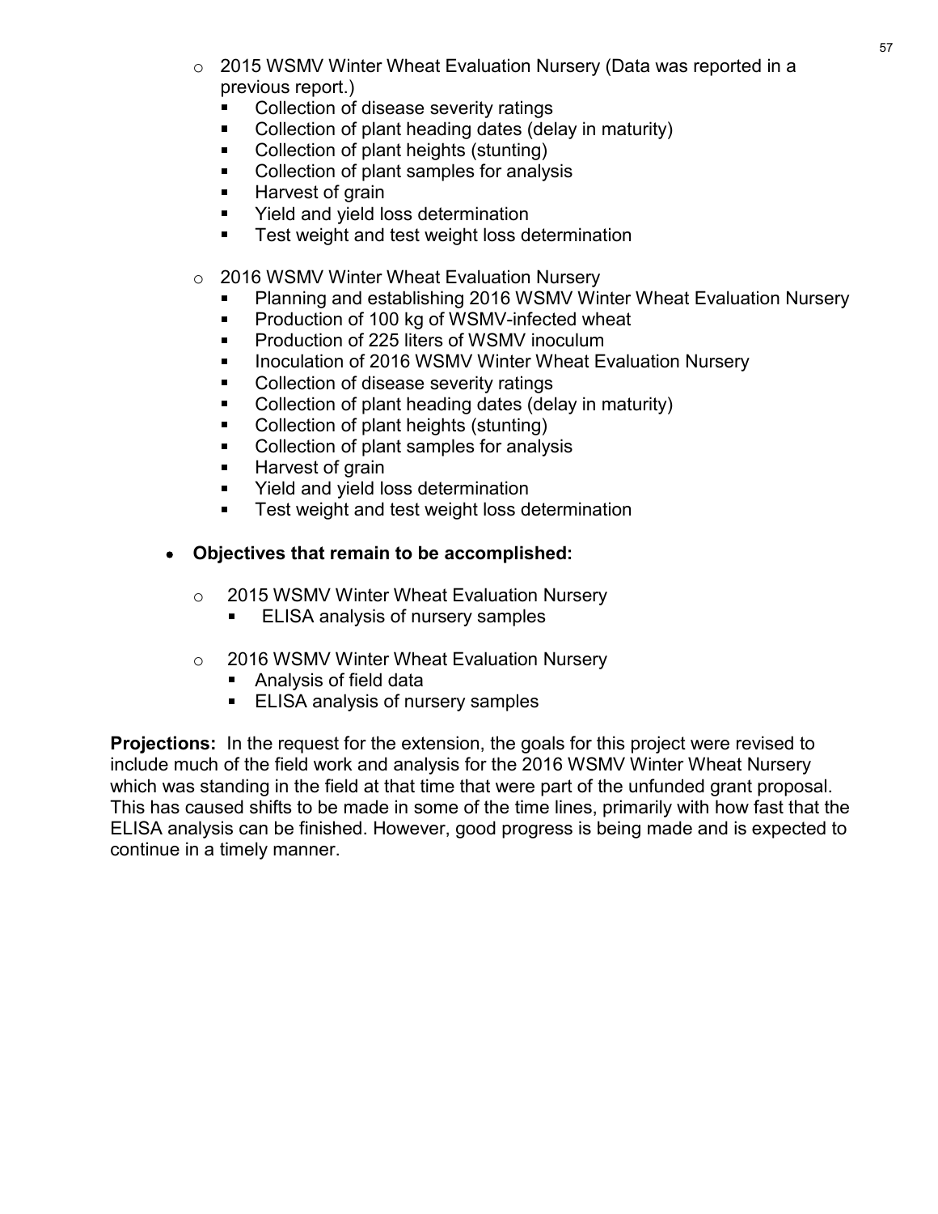- 2015 WSMV Winter Wheat Evaluation Nursery (Data was reported in a previous report.)
    - Collection of disease severity ratings
    - Collection of plant heading dates (delay in maturity)
    - Collection of plant heights (stunting)
    - Collection of plant samples for analysis
    - Harvest of grain
    - Yield and yield loss determination
    - Test weight and test weight loss determination

- 2016 WSMV Winter Wheat Evaluation Nursery
    - Planning and establishing 2016 WSMV Winter Wheat Evaluation Nursery
    - Production of 100 kg of WSMV-infected wheat
    - Production of 225 liters of WSMV inoculum
    - Inoculation of 2016 WSMV Winter Wheat Evaluation Nursery
    - Collection of disease severity ratings
    - Collection of plant heading dates (delay in maturity)
    - Collection of plant heights (stunting)
    - Collection of plant samples for analysis
    - Harvest of grain
    - Yield and yield loss determination
    - Test weight and test weight loss determination

- **Objectives that remain to be accomplished:**
    - 2015 WSMV Winter Wheat Evaluation Nursery
        - ELISA analysis of nursery samples
    - 2016 WSMV Winter Wheat Evaluation Nursery
        - Analysis of field data
        - ELISA analysis of nursery samples

**Projections:** In the request for the extension, the goals for this project were revised to include much of the field work and analysis for the 2016 WSMV Winter Wheat Nursery which was standing in the field at that time that were part of the unfunded grant proposal. This has caused shifts to be made in some of the time lines, primarily with how fast that the ELISA analysis can be finished. However, good progress is being made and is expected to continue in a timely manner.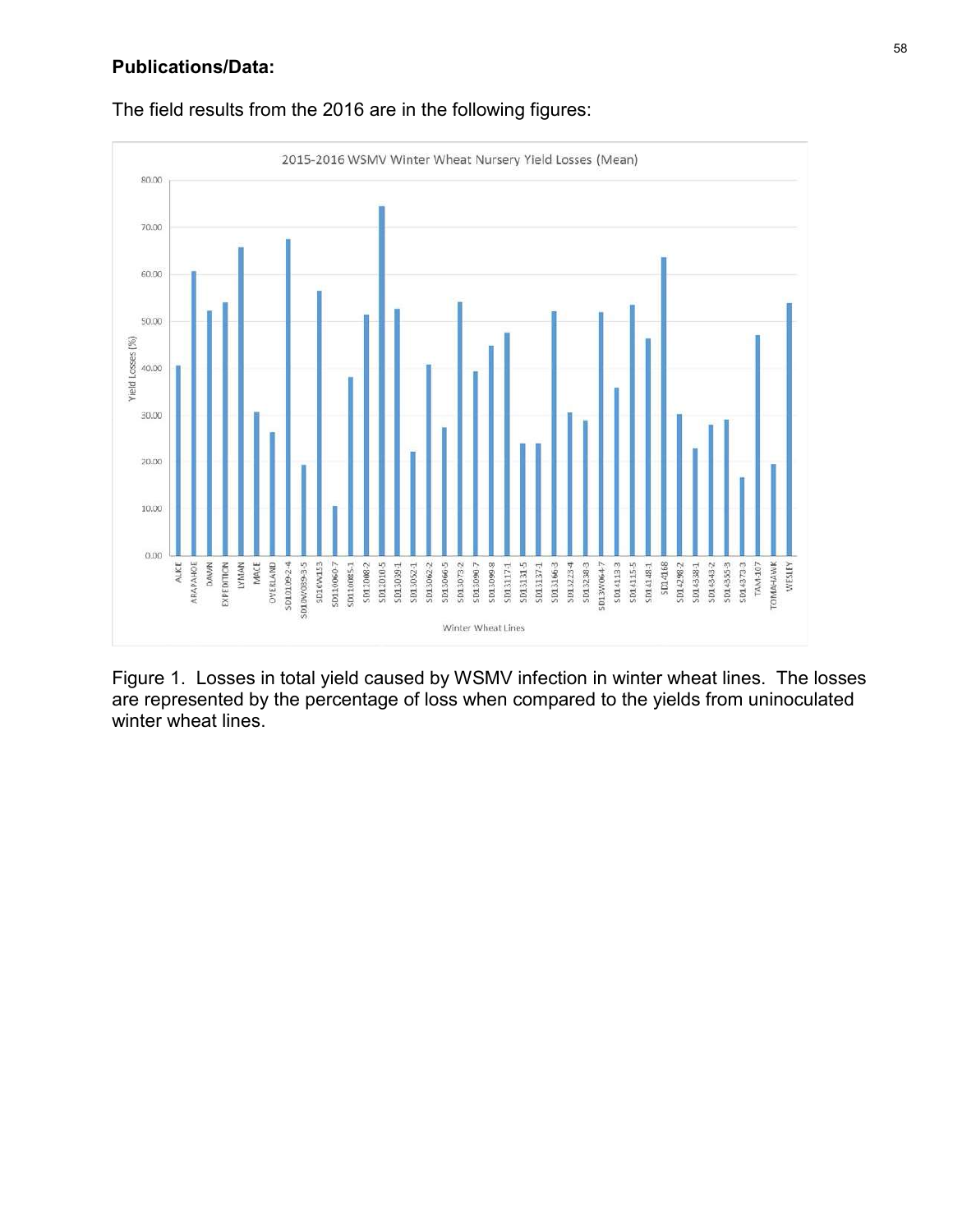**Publications/Data:**

The field results from the 2016 are in the following figures:

Figure 1. Losses in total yield caused by WSMV infection in winter wheat lines. The losses are represented by the percentage of loss when compared to the yields from uninoculated winter wheat lines.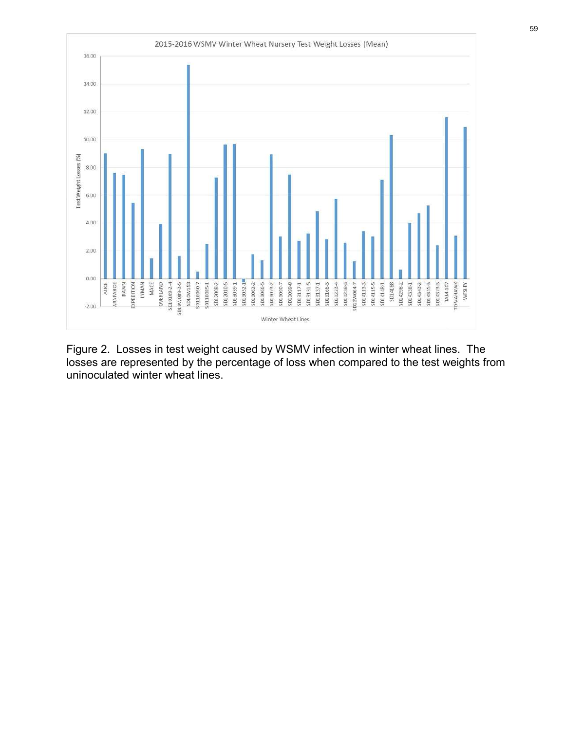2015-2016 WSMV Winter Wheat Nursery Test Weight Losses (Mean)

Figure 2. Losses in test weight caused by WSMV infection in winter wheat lines. The losses are represented by the percentage of loss when compared to the test weights from uninoculated winter wheat lines.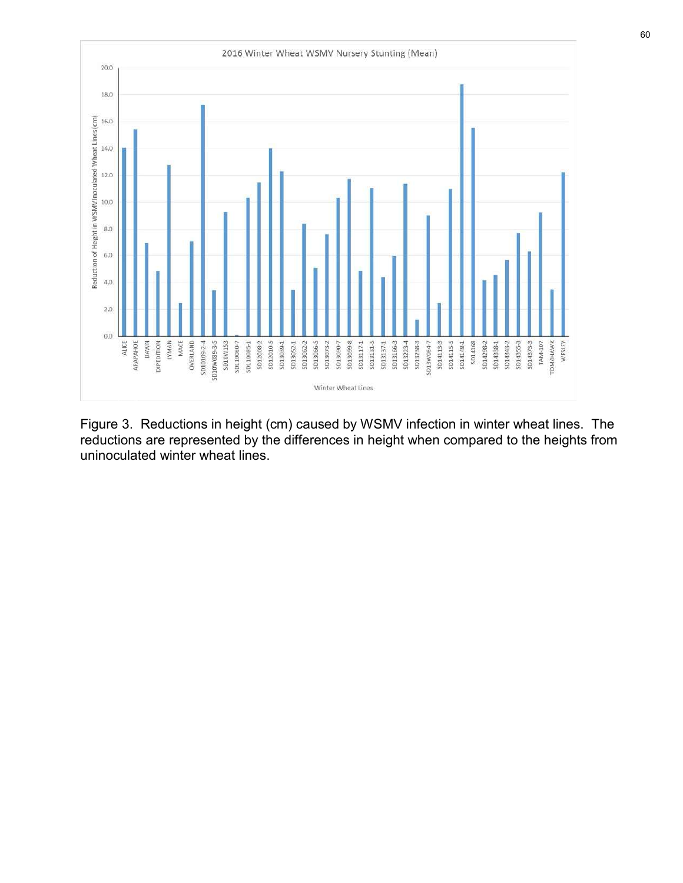Figure 3. Reductions in height (cm) caused by WSMV infection in winter wheat lines. The reductions are represented by the differences in height when compared to the heights from uninoculated winter wheat lines.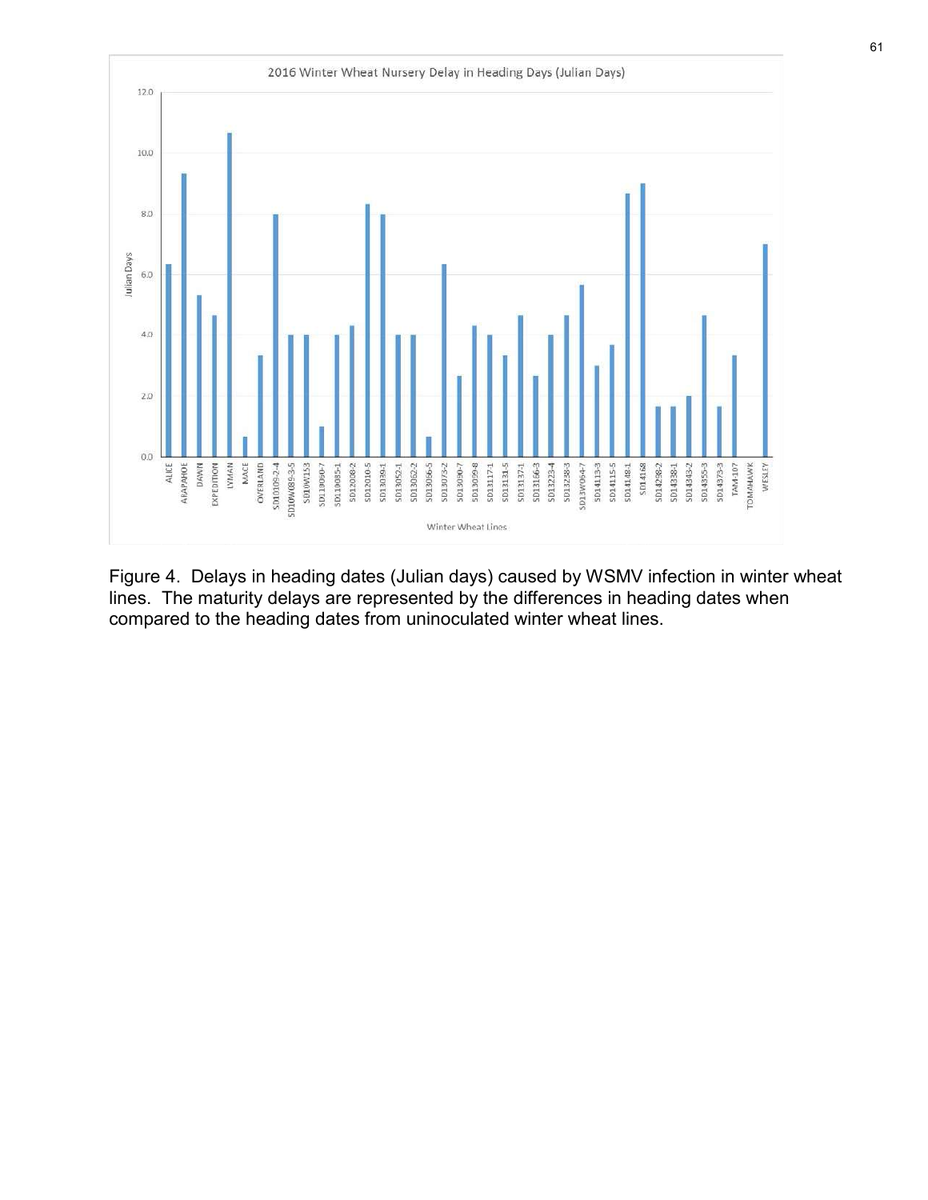Figure 4. Delays in heading dates (Julian days) caused by WSMV infection in winter wheat lines. The maturity delays are represented by the differences in heading dates when compared to the heading dates from uninoculated winter wheat lines.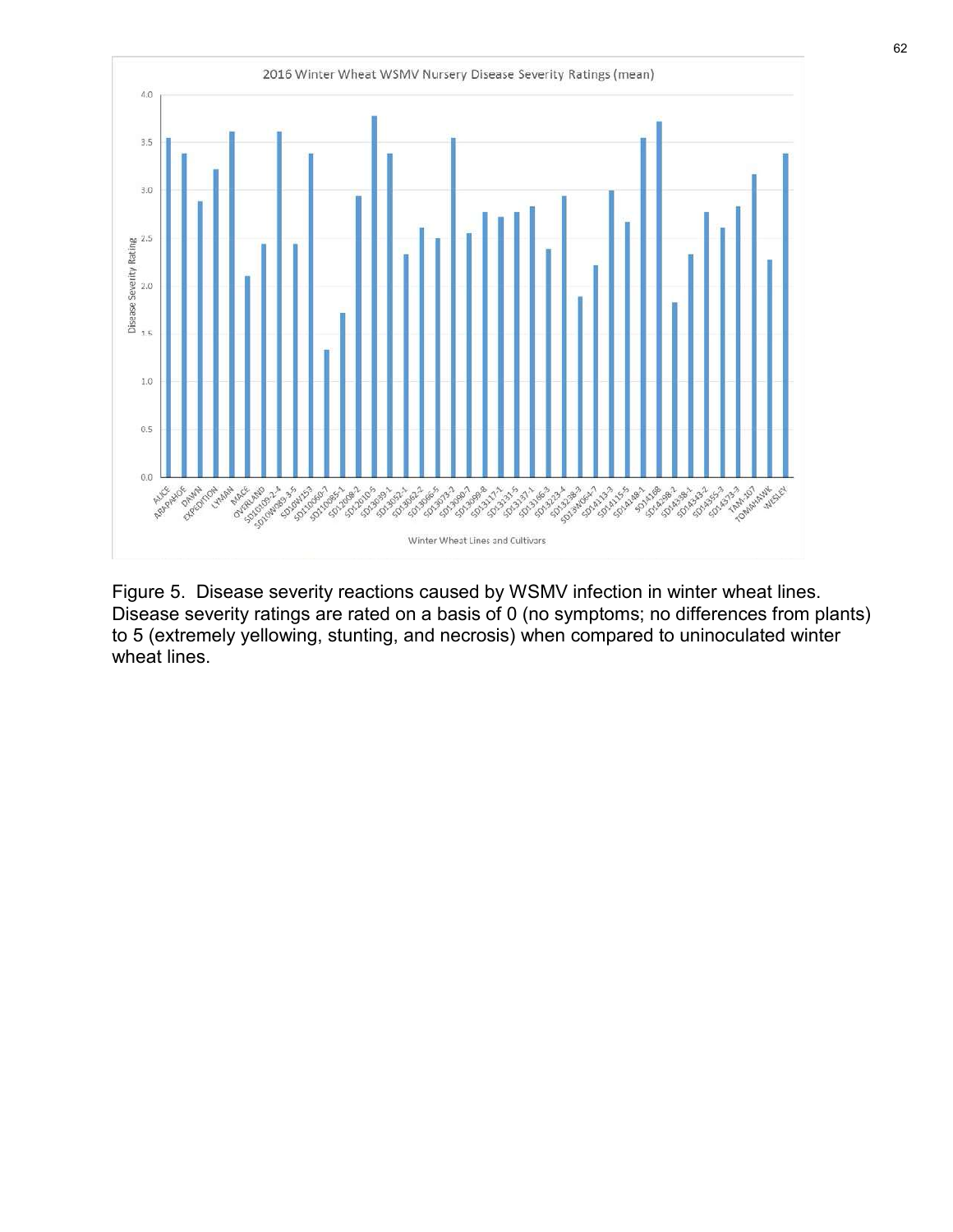2016 Winter Wheat WSMV Nursery Disease Severity Ratings (mean)

Figure 5. Disease severity reactions caused by WSMV infection in winter wheat lines. Disease severity ratings are rated on a basis of 0 (no symptoms; no differences from plants) to 5 (extremely yellowing, stunting, and necrosis) when compared to uninoculated winter wheat lines.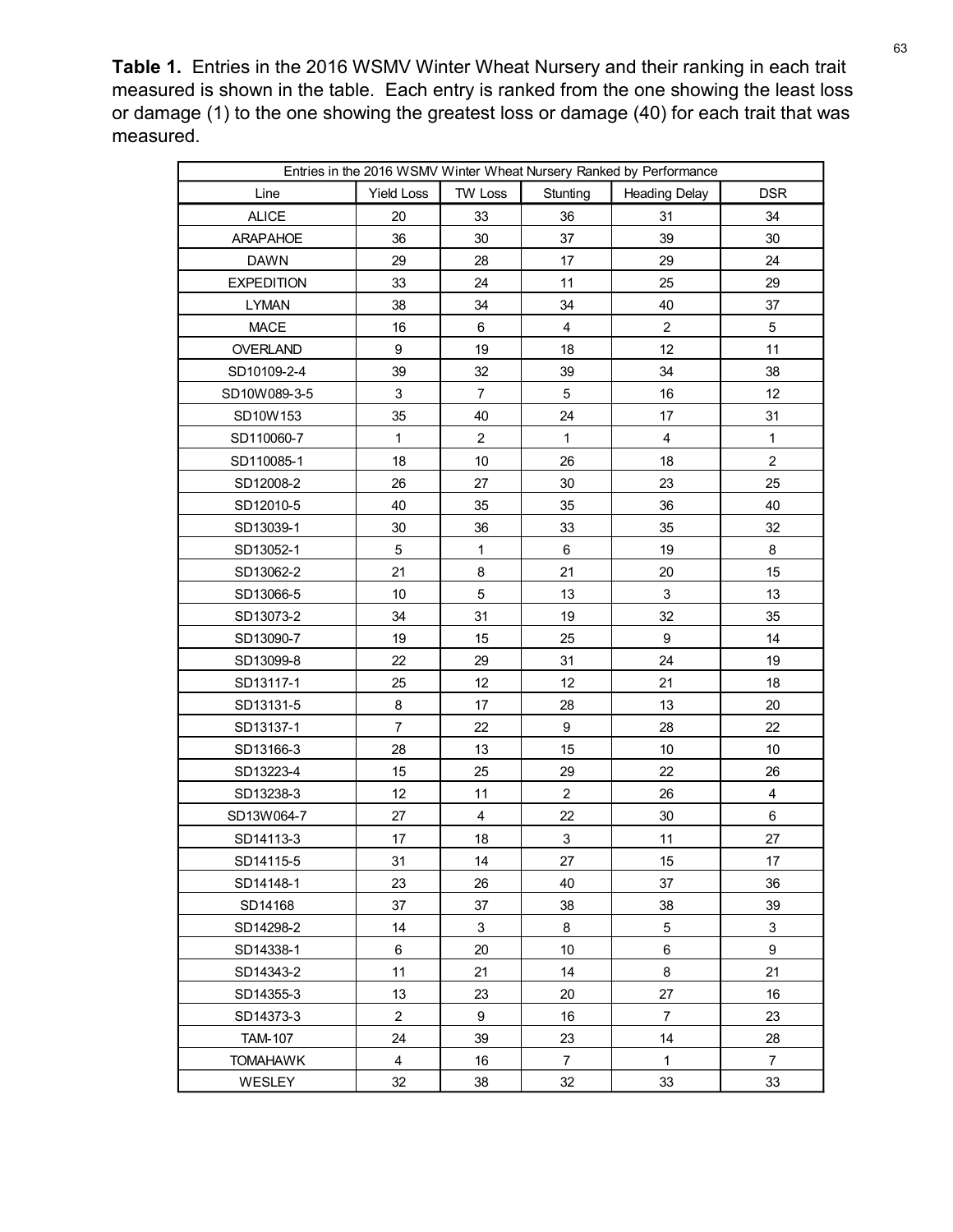**Table 1.** Entries in the 2016 WSMV Winter Wheat Nursery and their ranking in each trait measured is shown in the table. Each entry is ranked from the one showing the least loss or damage (1) to the one showing the greatest loss or damage (40) for each trait that was measured.

| Entries in the 2016 WSMV Winter Wheat Nursery Ranked by Performance | | | | | |
|---|---|---|---|---|---|
| Line | Yield Loss | TW Loss | Stunting | Heading Delay | DSR |
| ALICE | 20 | 33 | 36 | 31 | 34 |
| ARAPAHOE | 36 | 30 | 37 | 39 | 30 |
| DAWN | 29 | 28 | 17 | 29 | 24 |
| EXPEDITION | 33 | 24 | 11 | 25 | 29 |
| LYMAN | 38 | 34 | 34 | 40 | 37 |
| MACE | 16 | 6 | 4 | 2 | 5 |
| OVERLAND | 9 | 19 | 18 | 12 | 11 |
| SD10109-2-4 | 39 | 32 | 39 | 34 | 38 |
| SD10W089-3-5 | 3 | 7 | 5 | 16 | 12 |
| SD10W153 | 35 | 40 | 24 | 17 | 31 |
| SD110060-7 | 1 | 2 | 1 | 4 | 1 |
| SD110085-1 | 18 | 10 | 26 | 18 | 2 |
| SD12008-2 | 26 | 27 | 30 | 23 | 25 |
| SD12010-5 | 40 | 35 | 35 | 36 | 40 |
| SD13039-1 | 30 | 36 | 33 | 35 | 32 |
| SD13052-1 | 5 | 1 | 6 | 19 | 8 |
| SD13062-2 | 21 | 8 | 21 | 20 | 15 |
| SD13066-5 | 10 | 5 | 13 | 3 | 13 |
| SD13073-2 | 34 | 31 | 19 | 32 | 35 |
| SD13090-7 | 19 | 15 | 25 | 9 | 14 |
| SD13099-8 | 22 | 29 | 31 | 24 | 19 |
| SD13117-1 | 25 | 12 | 12 | 21 | 18 |
| SD13131-5 | 8 | 17 | 28 | 13 | 20 |
| SD13137-1 | 7 | 22 | 9 | 28 | 22 |
| SD13166-3 | 28 | 13 | 15 | 10 | 10 |
| SD13223-4 | 15 | 25 | 29 | 22 | 26 |
| SD13238-3 | 12 | 11 | 2 | 26 | 4 |
| SD13W064-7 | 27 | 4 | 22 | 30 | 6 |
| SD14113-3 | 17 | 18 | 3 | 11 | 27 |
| SD14115-5 | 31 | 14 | 27 | 15 | 17 |
| SD14148-1 | 23 | 26 | 40 | 37 | 36 |
| SD14168 | 37 | 37 | 38 | 38 | 39 |
| SD14298-2 | 14 | 3 | 8 | 5 | 3 |
| SD14338-1 | 6 | 20 | 10 | 6 | 9 |
| SD14343-2 | 11 | 21 | 14 | 8 | 21 |
| SD14355-3 | 13 | 23 | 20 | 27 | 16 |
| SD14373-3 | 2 | 9 | 16 | 7 | 23 |
| TAM-107 | 24 | 39 | 23 | 14 | 28 |
| TOMAHAWK | 4 | 16 | 7 | 1 | 7 |
| WESLEY | 32 | 38 | 32 | 33 | 33 |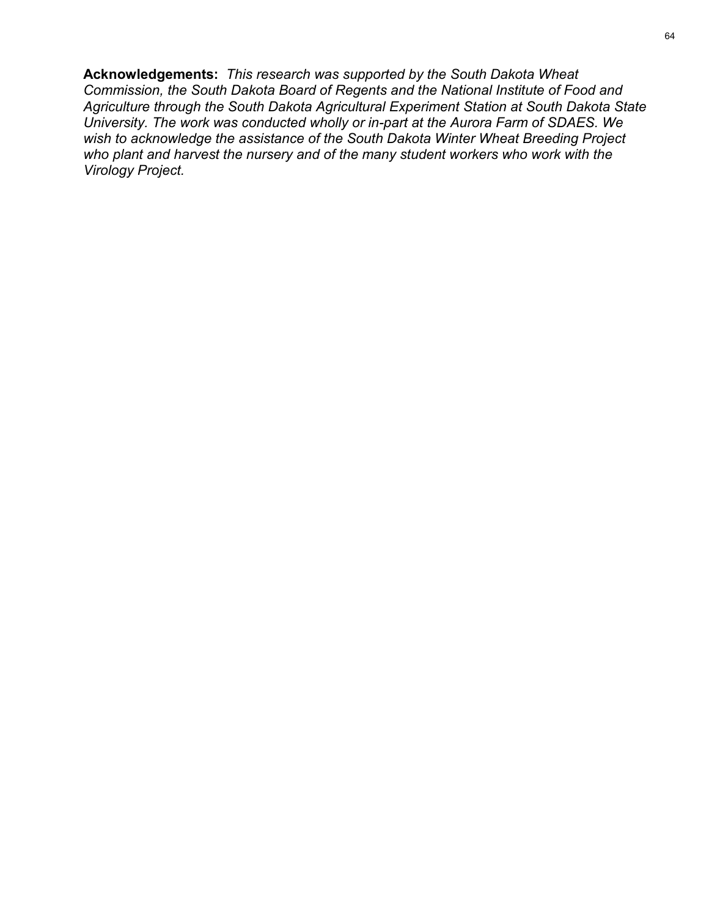**Acknowledgements:** *This research was supported by the South Dakota Wheat Commission, the South Dakota Board of Regents and the National Institute of Food and Agriculture through the South Dakota Agricultural Experiment Station at South Dakota State University. The work was conducted wholly or in-part at the Aurora Farm of SDAES. We wish to acknowledge the assistance of the South Dakota Winter Wheat Breeding Project who plant and harvest the nursery and of the many student workers who work with the Virology Project.*